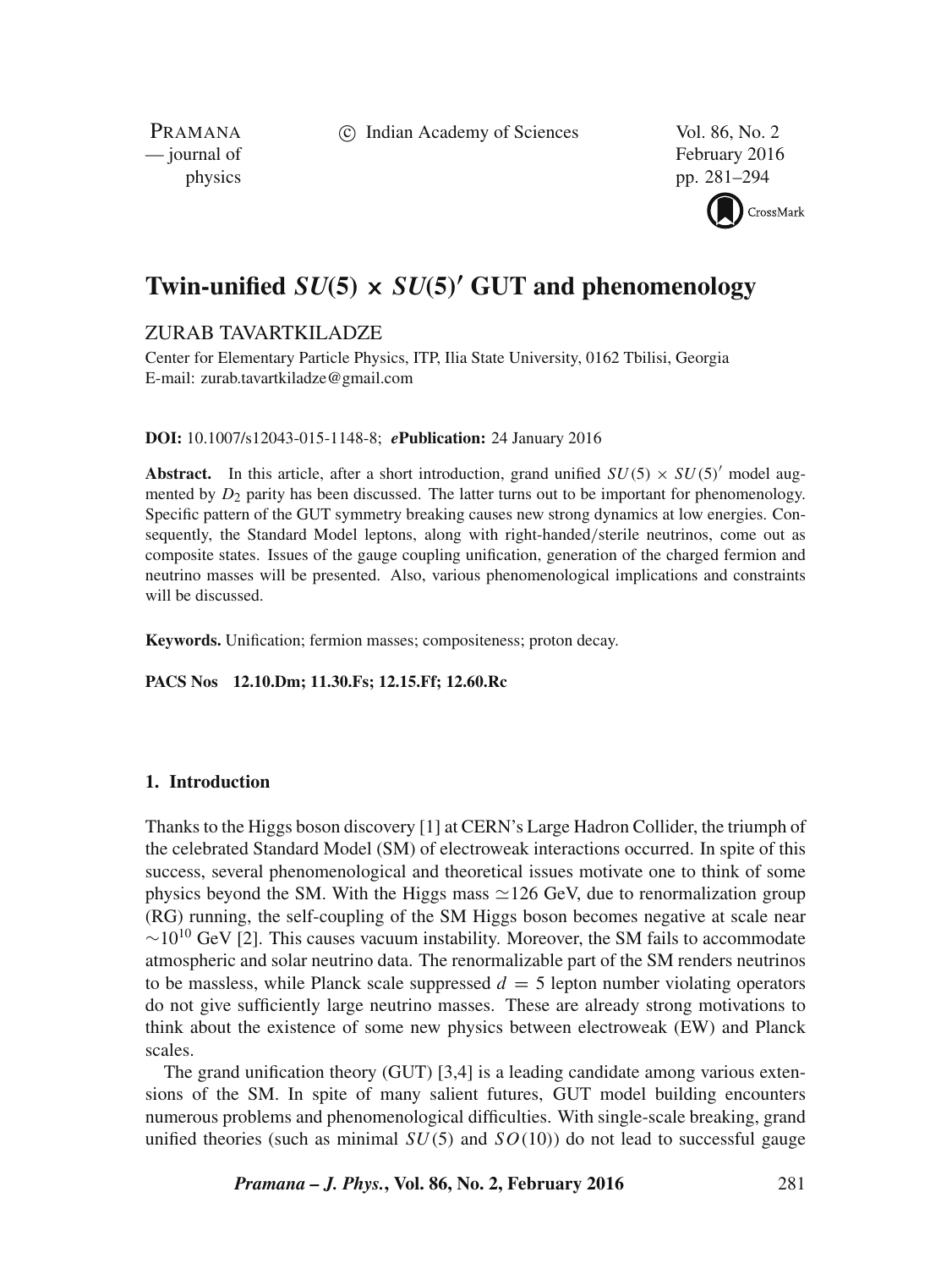# Twin-unified $SU(5) \times SU(5)'$ GUT and phenomenology

ZURAB TAVARTKILADZE

Center for Elementary Particle Physics, ITP, Ilia State University, 0162 Tbilisi, Georgia
E-mail: zurab.tavartkiladze@gmail.com

**DOI:** 10.1007/s12043-015-1148-8; ***e*Publication:** 24 January 2016

**Abstract.** In this article, after a short introduction, grand unified $SU(5) \times SU(5)'$ model augmented by $D_2$ parity has been discussed. The latter turns out to be important for phenomenology. Specific pattern of the GUT symmetry breaking causes new strong dynamics at low energies. Consequently, the Standard Model leptons, along with right-handed/sterile neutrinos, come out as composite states. Issues of the gauge coupling unification, generation of the charged fermion and neutrino masses will be presented. Also, various phenomenological implications and constraints will be discussed.

**Keywords.** Unification; fermion masses; compositeness; proton decay.

**PACS Nos** 12.10.Dm; 11.30.Fs; 12.15.Ff; 12.60.Rc

## 1. Introduction

Thanks to the Higgs boson discovery [1] at CERN's Large Hadron Collider, the triumph of the celebrated Standard Model (SM) of electroweak interactions occurred. In spite of this success, several phenomenological and theoretical issues motivate one to think of some physics beyond the SM. With the Higgs mass $\simeq$126 GeV, due to renormalization group (RG) running, the self-coupling of the SM Higgs boson becomes negative at scale near $\sim 10^{10}$ GeV [2]. This causes vacuum instability. Moreover, the SM fails to accommodate atmospheric and solar neutrino data. The renormalizable part of the SM renders neutrinos to be massless, while Planck scale suppressed $d = 5$ lepton number violating operators do not give sufficiently large neutrino masses. These are already strong motivations to think about the existence of some new physics between electroweak (EW) and Planck scales.

The grand unification theory (GUT) [3,4] is a leading candidate among various extensions of the SM. In spite of many salient futures, GUT model building encounters numerous problems and phenomenological difficulties. With single-scale breaking, grand unified theories (such as minimal $SU(5)$ and $SO(10)$) do not lead to successful gauge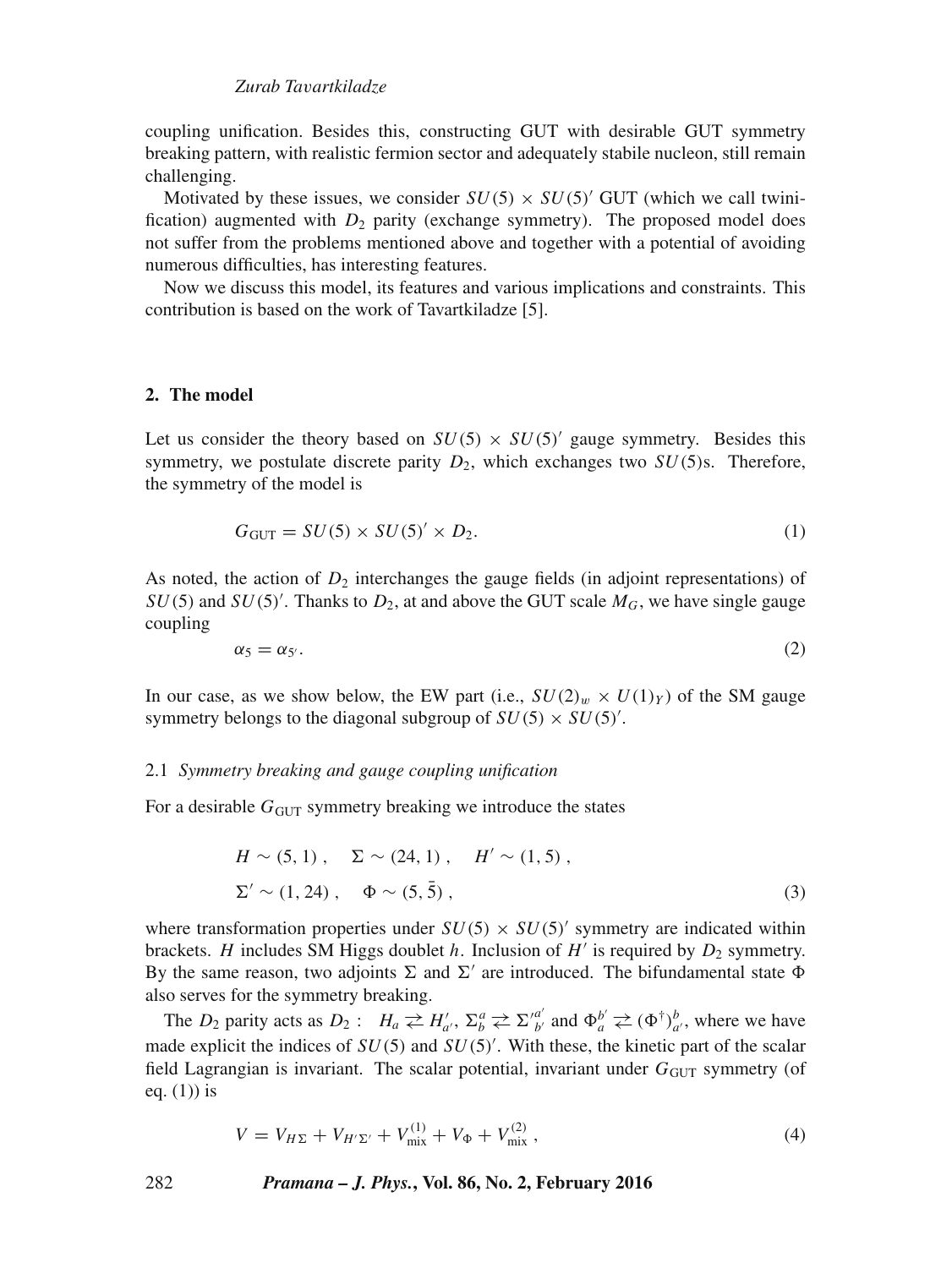coupling unification. Besides this, constructing GUT with desirable GUT symmetry breaking pattern, with realistic fermion sector and adequately stabile nucleon, still remain challenging.

Motivated by these issues, we consider $SU(5) \times SU(5)'$ GUT (which we call twinification) augmented with $D_2$ parity (exchange symmetry). The proposed model does not suffer from the problems mentioned above and together with a potential of avoiding numerous difficulties, has interesting features.

Now we discuss this model, its features and various implications and constraints. This contribution is based on the work of Tavartkiladze [5].

## 2. The model

Let us consider the theory based on $SU(5) \times SU(5)'$ gauge symmetry. Besides this symmetry, we postulate discrete parity $D_2$, which exchanges two $SU(5)$s. Therefore, the symmetry of the model is

$$G_{\rm GUT} = SU(5) \times SU(5)' \times D_2. \tag{1}$$

As noted, the action of $D_2$ interchanges the gauge fields (in adjoint representations) of $SU(5)$ and $SU(5)'$. Thanks to $D_2$, at and above the GUT scale $M_G$, we have single gauge coupling

$$\alpha_5 = \alpha_{5'}. \tag{2}$$

In our case, as we show below, the EW part (i.e., $SU(2)_w \times U(1)_Y$) of the SM gauge symmetry belongs to the diagonal subgroup of $SU(5) \times SU(5)'$.

### 2.1 *Symmetry breaking and gauge coupling unification*

For a desirable $G_{\rm GUT}$ symmetry breaking we introduce the states

$$\begin{aligned} &H \sim (5, 1) , \quad \Sigma \sim (24, 1) , \quad H' \sim (1, 5) , \\ &\Sigma' \sim (1, 24) , \quad \Phi \sim (5, \bar{5}) , \end{aligned} \tag{3}$$

where transformation properties under $SU(5) \times SU(5)'$ symmetry are indicated within brackets. $H$ includes SM Higgs doublet $h$. Inclusion of $H'$ is required by $D_2$ symmetry. By the same reason, two adjoints $\Sigma$ and $\Sigma'$ are introduced. The bifundamental state $\Phi$ also serves for the symmetry breaking.

The $D_2$ parity acts as $D_2: \ \ H_a \rightleftarrows H'_{a'}$, $\Sigma_b^a \rightleftarrows \Sigma'^{a'}_{b'}$ and $\Phi_a^{b'} \rightleftarrows (\Phi^\dagger)^b_{a'}$, where we have made explicit the indices of $SU(5)$ and $SU(5)'$. With these, the kinetic part of the scalar field Lagrangian is invariant. The scalar potential, invariant under $G_{\rm GUT}$ symmetry (of eq. (1)) is

$$V = V_{H\Sigma} + V_{H'\Sigma'} + V_{\rm mix}^{(1)} + V_\Phi + V_{\rm mix}^{(2)} , \tag{4}$$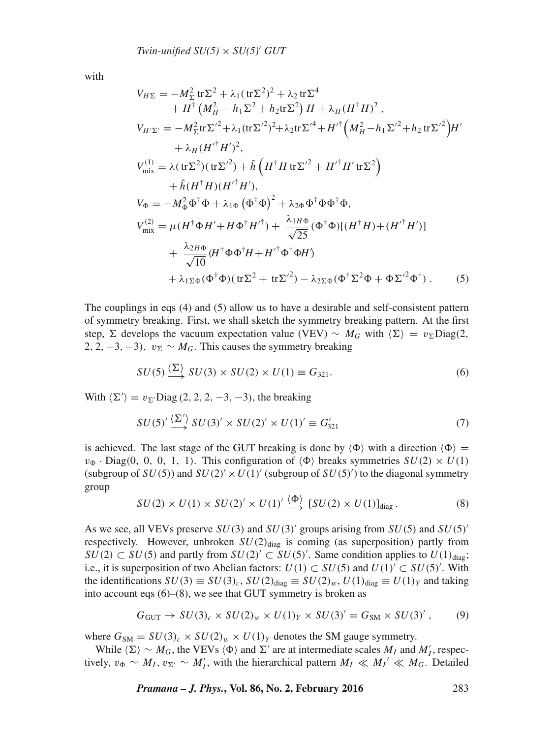with

$$
\begin{aligned}
V_{H\Sigma} &= -M_\Sigma^2 \,\mathrm{tr}\Sigma^2 + \lambda_1 (\,\mathrm{tr}\Sigma^2)^2 + \lambda_2 \,\mathrm{tr}\Sigma^4 \\
&\quad + H^\dagger \left( M_H^2 - h_1 \Sigma^2 + h_2 \mathrm{tr}\Sigma^2 \right) H + \lambda_H (H^\dagger H)^2 , \\
V_{H'\Sigma'} &= -M_\Sigma^2 \mathrm{tr}\Sigma'^2 + \lambda_1 (\mathrm{tr}\Sigma'^2)^2 + \lambda_2 \mathrm{tr}\Sigma'^4 + H'^\dagger \left( M_H^2 - h_1 \Sigma'^2 + h_2 \,\mathrm{tr}\Sigma'^2 \right) H' \\
&\quad + \lambda_H (H'^\dagger H')^2, \\
V_{\mathrm{mix}}^{(1)} &= \lambda (\,\mathrm{tr}\Sigma^2)(\,\mathrm{tr}\Sigma'^2) + \tilde{h} \left( H^\dagger H \,\mathrm{tr}\Sigma'^2 + H'^\dagger H' \,\mathrm{tr}\Sigma^2 \right) \\
&\quad + \hat{h} (H^\dagger H)(H'^\dagger H'), \\
V_\Phi &= -M_\Phi^2 \Phi^\dagger \Phi + \lambda_{1\Phi} \left( \Phi^\dagger \Phi \right)^2 + \lambda_{2\Phi} \Phi^\dagger \Phi \Phi^\dagger \Phi, \\
V_{\mathrm{mix}}^{(2)} &= \mu (H^\dagger \Phi H' + H \Phi^\dagger H'^\dagger) + \frac{\lambda_{1H\Phi}}{\sqrt{25}} (\Phi^\dagger \Phi)[(H^\dagger H) + (H'^\dagger H')] \\
&\quad + \frac{\lambda_{2H\Phi}}{\sqrt{10}} (H^\dagger \Phi \Phi^\dagger H + H'^\dagger \Phi^\dagger \Phi H') \\
&\quad + \lambda_{1\Sigma\Phi} (\Phi^\dagger \Phi)(\,\mathrm{tr}\Sigma^2 + \,\mathrm{tr}\Sigma'^2) - \lambda_{2\Sigma\Phi} (\Phi^\dagger \Sigma^2 \Phi + \Phi \Sigma'^2 \Phi^\dagger) \,.
\end{aligned}
\tag{5}
$$

The couplings in eqs (4) and (5) allow us to have a desirable and self-consistent pattern of symmetry breaking. First, we shall sketch the symmetry breaking pattern. At the first step, $\Sigma$ develops the vacuum expectation value (VEV) $\sim M_G$ with $\langle \Sigma \rangle = v_\Sigma \mathrm{Diag}(2, 2, 2, -3, -3)$, $v_\Sigma \sim M_G$. This causes the symmetry breaking

$$
SU(5) \xrightarrow{\langle \Sigma \rangle} SU(3) \times SU(2) \times U(1) \equiv G_{321}. \tag{6}
$$

With $\langle \Sigma' \rangle = v_{\Sigma'} \mathrm{Diag}\,(2, 2, 2, -3, -3)$, the breaking

$$
SU(5)' \xrightarrow{\langle \Sigma' \rangle} SU(3)' \times SU(2)' \times U(1)' \equiv G'_{321} \tag{7}
$$

is achieved. The last stage of the GUT breaking is done by $\langle \Phi \rangle$ with a direction $\langle \Phi \rangle = v_\Phi \cdot \mathrm{Diag}(0,\ 0,\ 0,\ 1,\ 1)$. This configuration of $\langle \Phi \rangle$ breaks symmetries $SU(2) \times U(1)$ (subgroup of $SU(5)$) and $SU(2)' \times U(1)'$ (subgroup of $SU(5)'$) to the diagonal symmetry group

$$
SU(2) \times U(1) \times SU(2)' \times U(1)' \xrightarrow{\langle \Phi \rangle} [SU(2) \times U(1)]_{\mathrm{diag}} \,. \tag{8}
$$

As we see, all VEVs preserve $SU(3)$ and $SU(3)'$ groups arising from $SU(5)$ and $SU(5)'$ respectively. However, unbroken $SU(2)_{\mathrm{diag}}$ is coming (as superposition) partly from $SU(2) \subset SU(5)$ and partly from $SU(2)' \subset SU(5)'$. Same condition applies to $U(1)_{\mathrm{diag}}$; i.e., it is superposition of two Abelian factors: $U(1) \subset SU(5)$ and $U(1)' \subset SU(5)'$. With the identifications $SU(3) \equiv SU(3)_c$, $SU(2)_{\mathrm{diag}} \equiv SU(2)_w$, $U(1)_{\mathrm{diag}} \equiv U(1)_Y$ and taking into account eqs (6)–(8), we see that GUT symmetry is broken as

$$
G_{\mathrm{GUT}} \to SU(3)_c \times SU(2)_w \times U(1)_Y \times SU(3)' = G_{\mathrm{SM}} \times SU(3)' \,, \tag{9}
$$

where $G_{\mathrm{SM}} = SU(3)_c \times SU(2)_w \times U(1)_Y$ denotes the SM gauge symmetry.

While $\langle \Sigma \rangle \sim M_G$, the VEVs $\langle \Phi \rangle$ and $\Sigma'$ are at intermediate scales $M_I$ and $M_I'$, respectively, $v_\Phi \sim M_I$, $v_{\Sigma'} \sim M_I'$, with the hierarchical pattern $M_I \ll M_I{}' \ll M_G$. Detailed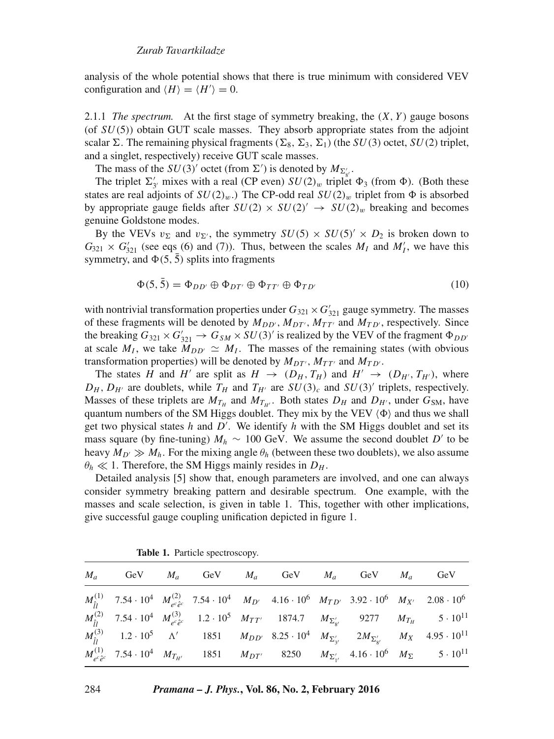analysis of the whole potential shows that there is true minimum with considered VEV configuration and $\langle H\rangle = \langle H'\rangle = 0$.

2.1.1 *The spectrum.* At the first stage of symmetry breaking, the $(X, Y)$ gauge bosons (of $SU(5)$) obtain GUT scale masses. They absorb appropriate states from the adjoint scalar $\Sigma$. The remaining physical fragments ($\Sigma_8$, $\Sigma_3$, $\Sigma_1$) (the $SU(3)$ octet, $SU(2)$ triplet, and a singlet, respectively) receive GUT scale masses.

The mass of the $SU(3)'$ octet (from $\Sigma'$) is denoted by $M_{\Sigma'_{8'}}$.

The triplet $\Sigma'_{3'}$ mixes with a real (CP even) $SU(2)_w$ triplet $\Phi_3$ (from $\Phi$). (Both these states are real adjoints of $SU(2)_w$.) The CP-odd real $SU(2)_w$ triplet from $\Phi$ is absorbed by appropriate gauge fields after $SU(2) \times SU(2)' \to SU(2)_w$ breaking and becomes genuine Goldstone modes.

By the VEVs $v_\Sigma$ and $v_{\Sigma'}$, the symmetry $SU(5) \times SU(5)' \times D_2$ is broken down to $G_{321} \times G'_{321}$ (see eqs (6) and (7)). Thus, between the scales $M_I$ and $M'_I$, we have this symmetry, and $\Phi(5, \bar{5})$ splits into fragments

$$\Phi(5, \bar{5}) = \Phi_{DD'} \oplus \Phi_{DT'} \oplus \Phi_{TT'} \oplus \Phi_{TD'} \tag{10}$$

with nontrivial transformation properties under $G_{321} \times G'_{321}$ gauge symmetry. The masses of these fragments will be denoted by $M_{DD'}$, $M_{DT'}$, $M_{TT'}$ and $M_{TD'}$, respectively. Since the breaking $G_{321} \times G'_{321} \to G_{SM} \times SU(3)'$ is realized by the VEV of the fragment $\Phi_{DD'}$ at scale $M_I$, we take $M_{DD'} \simeq M_I$. The masses of the remaining states (with obvious transformation properties) will be denoted by $M_{DT'}$, $M_{TT'}$ and $M_{TD'}$.

The states $H$ and $H'$ are split as $H \to (D_H, T_H)$ and $H' \to (D_{H'}, T_{H'})$, where $D_H$, $D_{H'}$ are doublets, while $T_H$ and $T_{H'}$ are $SU(3)_c$ and $SU(3)'$ triplets, respectively. Masses of these triplets are $M_{T_H}$ and $M_{T_{H'}}$. Both states $D_H$ and $D_{H'}$, under $G_{\rm SM}$, have quantum numbers of the SM Higgs doublet. They mix by the VEV $\langle\Phi\rangle$ and thus we shall get two physical states $h$ and $D'$. We identify $h$ with the SM Higgs doublet and set its mass square (by fine-tuning) $M_h \sim 100$ GeV. We assume the second doublet $D'$ to be heavy $M_{D'} \gg M_h$. For the mixing angle $\theta_h$ (between these two doublets), we also assume $\theta_h \ll 1$. Therefore, the SM Higgs mainly resides in $D_H$.

Detailed analysis [5] show that, enough parameters are involved, and one can always consider symmetry breaking pattern and desirable spectrum. One example, with the masses and scale selection, is given in table 1. This, together with other implications, give successful gauge coupling unification depicted in figure 1.

**Table 1.** Particle spectroscopy.

| $M_a$ | GeV | $M_a$ | GeV | $M_a$ | GeV | $M_a$ | GeV | $M_a$ | GeV |
|---|---|---|---|---|---|---|---|---|---|
| $M^{(1)}_{\hat{l}l}$ | $7.54 \cdot 10^4$ | $M^{(2)}_{e^c\hat{e}^c}$ | $7.54 \cdot 10^4$ | $M_{D'}$ | $4.16 \cdot 10^6$ | $M_{TD'}$ | $3.92 \cdot 10^6$ | $M_{X'}$ | $2.08 \cdot 10^6$ |
| $M^{(2)}_{\hat{l}l}$ | $7.54 \cdot 10^4$ | $M^{(3)}_{e^c\hat{e}^c}$ | $1.2 \cdot 10^5$ | $M_{TT'}$ | 1874.7 | $M_{\Sigma'_{8'}}$ | 9277 | $M_{T_H}$ | $5 \cdot 10^{11}$ |
| $M^{(3)}_{\hat{l}l}$ | $1.2 \cdot 10^5$ | $\Lambda'$ | 1851 | $M_{DD'}$ | $8.25 \cdot 10^4$ | $M_{\Sigma'_{3'}}$ | $2M_{\Sigma'_{8'}}$ | $M_X$ | $4.95 \cdot 10^{11}$ |
| $M^{(1)}_{e^c\hat{e}^c}$ | $7.54 \cdot 10^4$ | $M_{T_{H'}}$ | 1851 | $M_{DT'}$ | 8250 | $M_{\Sigma'_{1'}}$ | $4.16 \cdot 10^6$ | $M_\Sigma$ | $5 \cdot 10^{11}$ |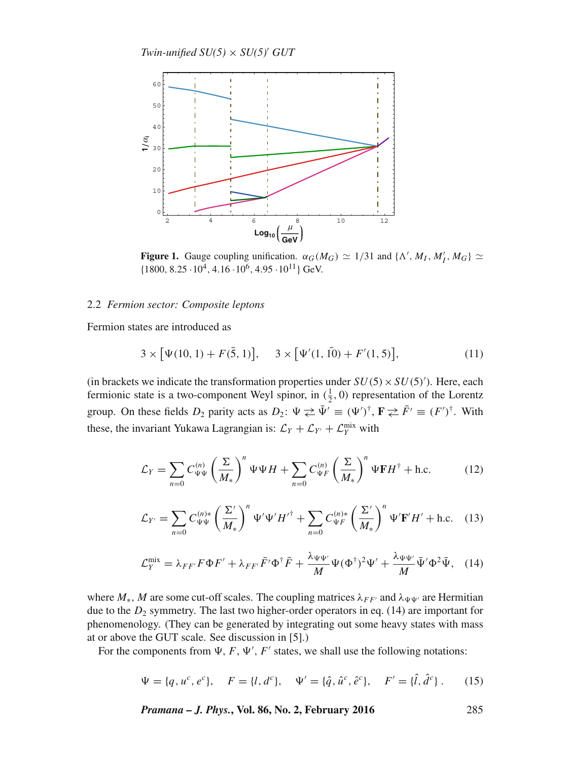Figure 1. Gauge coupling unification. $\alpha_G(M_G) \simeq 1/31$ and $\{\Lambda', M_I, M_I', M_G\} \simeq \{1800, 8.25\cdot 10^4, 4.16\cdot 10^6, 4.95\cdot 10^{11}\}$ GeV.

### 2.2 *Fermion sector: Composite leptons*

Fermion states are introduced as

$$3\times\left[\Psi(10,1)+F(\bar{5},1)\right],\qquad 3\times\left[\Psi'(1,\bar{10})+F'(1,5)\right], \tag{11}$$

(in brackets we indicate the transformation properties under $SU(5)\times SU(5)'$). Here, each fermionic state is a two-component Weyl spinor, in $(\frac{1}{2},0)$ representation of the Lorentz group. On these fields $D_2$ parity acts as $D_2$: $\Psi \rightleftarrows \bar{\Psi}' \equiv (\Psi')^\dagger$, $\mathbf{F} \rightleftarrows \bar{F}' \equiv (F')^\dagger$. With these, the invariant Yukawa Lagrangian is: $\mathcal{L}_Y + \mathcal{L}_{Y'} + \mathcal{L}_Y^{\rm mix}$ with

$$\mathcal{L}_Y = \sum_{n=0} C_{\Psi\Psi}^{(n)}\left(\frac{\Sigma}{M_*}\right)^n \Psi\Psi H + \sum_{n=0} C_{\Psi F}^{(n)}\left(\frac{\Sigma}{M_*}\right)^n \Psi\mathbf{F}H^\dagger + \text{h.c.} \tag{12}$$

$$\mathcal{L}_{Y'} = \sum_{n=0} C_{\Psi\Psi}^{(n)*}\left(\frac{\Sigma'}{M_*}\right)^n \Psi'\Psi' H'^\dagger + \sum_{n=0} C_{\Psi F}^{(n)*}\left(\frac{\Sigma'}{M_*}\right)^n \Psi'\mathbf{F}'H' + \text{h.c.} \tag{13}$$

$$\mathcal{L}_Y^{\rm mix} = \lambda_{FF'}F\Phi F' + \lambda_{FF'}\bar{F}'\Phi^\dagger\bar{F} + \frac{\lambda_{\Psi\Psi'}}{M}\Psi(\Phi^\dagger)^2\Psi' + \frac{\lambda_{\Psi\Psi'}}{M}\bar{\Psi}'\Phi^2\bar{\Psi}, \tag{14}$$

where $M_*$, $M$ are some cut-off scales. The coupling matrices $\lambda_{FF'}$ and $\lambda_{\Psi\Psi'}$ are Hermitian due to the $D_2$ symmetry. The last two higher-order operators in eq. (14) are important for phenomenology. (They can be generated by integrating out some heavy states with mass at or above the GUT scale. See discussion in [5].)

For the components from $\Psi$, $F$, $\Psi'$, $F'$ states, we shall use the following notations:

$$\Psi=\{q,u^c,e^c\},\quad F=\{l,d^c\},\quad \Psi'=\{\hat{q},\hat{u}^c,\hat{e}^c\},\quad F'=\{\hat{l},\hat{d}^c\}\,. \tag{15}$$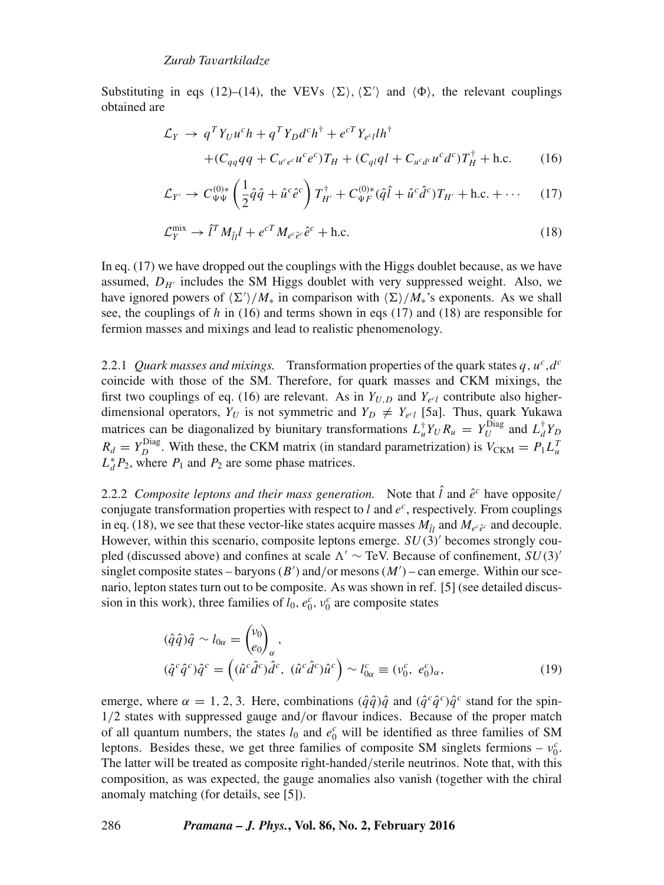Substituting in eqs (12)–(14), the VEVs $\langle\Sigma\rangle$, $\langle\Sigma'\rangle$ and $\langle\Phi\rangle$, the relevant couplings obtained are

$$
\begin{aligned}
\mathcal{L}_Y \to\ & q^T Y_U u^c h + q^T Y_D d^c h^\dagger + e^{cT} Y_{e^c l} l h^\dagger \\
& + (C_{qq} qq + C_{u^c e^c} u^c e^c) T_H + (C_{ql} ql + C_{u^c d^c} u^c d^c) T_H^\dagger + \text{h.c.}
\end{aligned}
\tag{16}
$$

$$
\mathcal{L}_{Y'} \to C_{\Psi\Psi}^{(0)*} \left( \frac{1}{2} \hat{q}\hat{q} + \hat{u}^c \hat{e}^c \right) T_{H'}^\dagger + C_{\Psi F}^{(0)*} (\hat{q}\hat{l} + \hat{u}^c \hat{d}^c) T_{H'} + \text{h.c.} + \cdots \tag{17}
$$

$$
\mathcal{L}_Y^{\text{mix}} \to \hat{l}^T M_{\hat{l}l} l + e^{cT} M_{e^c \hat{e}^c} \hat{e}^c + \text{h.c.} \tag{18}
$$

In eq. (17) we have dropped out the couplings with the Higgs doublet because, as we have assumed, $D_{H'}$ includes the SM Higgs doublet with very suppressed weight. Also, we have ignored powers of $\langle\Sigma'\rangle/M_*$ in comparison with $\langle\Sigma\rangle/M_*$'s exponents. As we shall see, the couplings of $h$ in (16) and terms shown in eqs (17) and (18) are responsible for fermion masses and mixings and lead to realistic phenomenology.

2.2.1 *Quark masses and mixings.* Transformation properties of the quark states $q$, $u^c$, $d^c$ coincide with those of the SM. Therefore, for quark masses and CKM mixings, the first two couplings of eq. (16) are relevant. As in $Y_{U,D}$ and $Y_{e^c l}$ contribute also higher-dimensional operators, $Y_U$ is not symmetric and $Y_D \neq Y_{e^c l}$ [5a]. Thus, quark Yukawa matrices can be diagonalized by biunitary transformations $L_u^\dagger Y_U R_u = Y_U^{\text{Diag}}$ and $L_d^\dagger Y_D R_d = Y_D^{\text{Diag}}$. With these, the CKM matrix (in standard parametrization) is $V_{\text{CKM}} = P_1 L_u^T L_d^* P_2$, where $P_1$ and $P_2$ are some phase matrices.

2.2.2 *Composite leptons and their mass generation.* Note that $\hat{l}$ and $\hat{e}^c$ have opposite/conjugate transformation properties with respect to $l$ and $e^c$, respectively. From couplings in eq. (18), we see that these vector-like states acquire masses $M_{\hat{l}l}$ and $M_{e^c\hat{e}^c}$ and decouple. However, within this scenario, composite leptons emerge. $SU(3)'$ becomes strongly coupled (discussed above) and confines at scale $\Lambda' \sim$ TeV. Because of confinement, $SU(3)'$ singlet composite states – baryons ($B'$) and/or mesons ($M'$) – can emerge. Within our scenario, lepton states turn out to be composite. As was shown in ref. [5] (see detailed discussion in this work), three families of $l_0$, $e_0^c$, $\nu_0^c$ are composite states

$$
\begin{aligned}
& (\hat{q}\hat{q})\hat{q} \sim l_{0\alpha} = \begin{pmatrix} \nu_0 \\ e_0 \end{pmatrix}_\alpha , \\
& (\hat{q}^c\hat{q}^c)\hat{q}^c = \left( (\hat{u}^c \hat{d}^c)\hat{d}^c,\ (\hat{u}^c \hat{d}^c)\hat{u}^c \right) \sim l_{0\alpha}^c \equiv (\nu_0^c,\ e_0^c)_\alpha ,
\end{aligned}
\tag{19}
$$

emerge, where $\alpha = 1, 2, 3$. Here, combinations $(\hat{q}\hat{q})\hat{q}$ and $(\hat{q}^c\hat{q}^c)\hat{q}^c$ stand for the spin-1/2 states with suppressed gauge and/or flavour indices. Because of the proper match of all quantum numbers, the states $l_0$ and $e_0^c$ will be identified as three families of SM leptons. Besides these, we get three families of composite SM singlets fermions – $\nu_0^c$. The latter will be treated as composite right-handed/sterile neutrinos. Note that, with this composition, as was expected, the gauge anomalies also vanish (together with the chiral anomaly matching (for details, see [5]).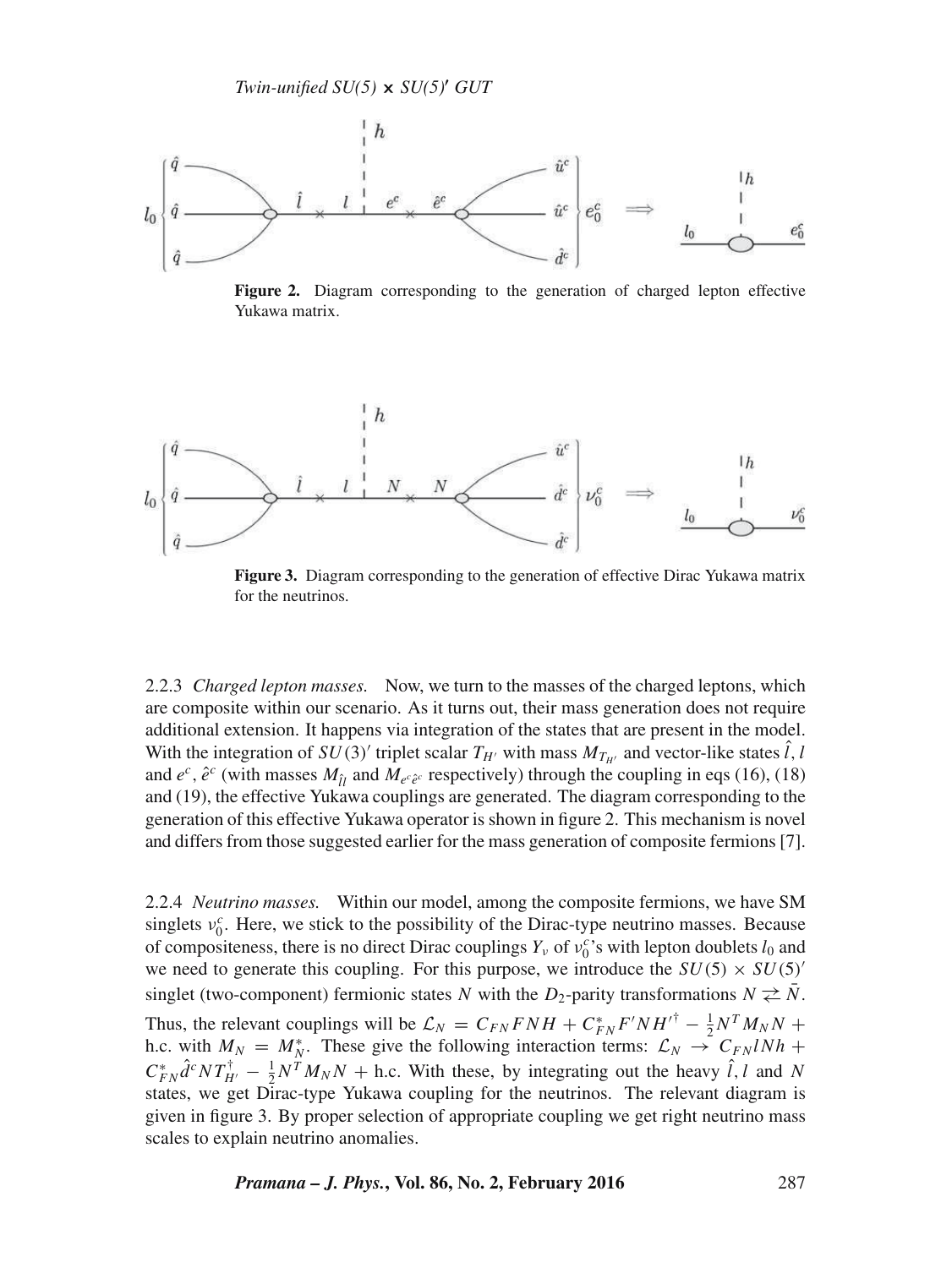**Figure 2.** Diagram corresponding to the generation of charged lepton effective Yukawa matrix.

**Figure 3.** Diagram corresponding to the generation of effective Dirac Yukawa matrix for the neutrinos.

2.2.3 *Charged lepton masses.* Now, we turn to the masses of the charged leptons, which are composite within our scenario. As it turns out, their mass generation does not require additional extension. It happens via integration of the states that are present in the model. With the integration of $SU(3)'$ triplet scalar $T_{H'}$ with mass $M_{T_{H'}}$ and vector-like states $\hat{l}, l$ and $e^c$, $\hat{e}^c$ (with masses $M_{\hat{l}l}$ and $M_{e^c\hat{e}^c}$ respectively) through the coupling in eqs (16), (18) and (19), the effective Yukawa couplings are generated. The diagram corresponding to the generation of this effective Yukawa operator is shown in figure 2. This mechanism is novel and differs from those suggested earlier for the mass generation of composite fermions [7].

2.2.4 *Neutrino masses.* Within our model, among the composite fermions, we have SM singlets $\nu_0^c$. Here, we stick to the possibility of the Dirac-type neutrino masses. Because of compositeness, there is no direct Dirac couplings $Y_\nu$ of $\nu_0^c$'s with lepton doublets $l_0$ and we need to generate this coupling. For this purpose, we introduce the $SU(5) \times SU(5)'$ singlet (two-component) fermionic states $N$ with the $D_2$-parity transformations $N \rightleftarrows \bar{N}$. Thus, the relevant couplings will be $\mathcal{L}_N = C_{FN} F N H + C_{FN}^* F' N H'^{\dagger} - \frac{1}{2} N^T M_N N +$ h.c. with $M_N = M_N^*$. These give the following interaction terms: $\mathcal{L}_N \rightarrow C_{FN} l N h + C_{FN}^* \hat{d}^c N T_{H'}^{\dagger} - \frac{1}{2} N^T M_N N +$ h.c. With these, by integrating out the heavy $\hat{l}, l$ and $N$ states, we get Dirac-type Yukawa coupling for the neutrinos. The relevant diagram is given in figure 3. By proper selection of appropriate coupling we get right neutrino mass scales to explain neutrino anomalies.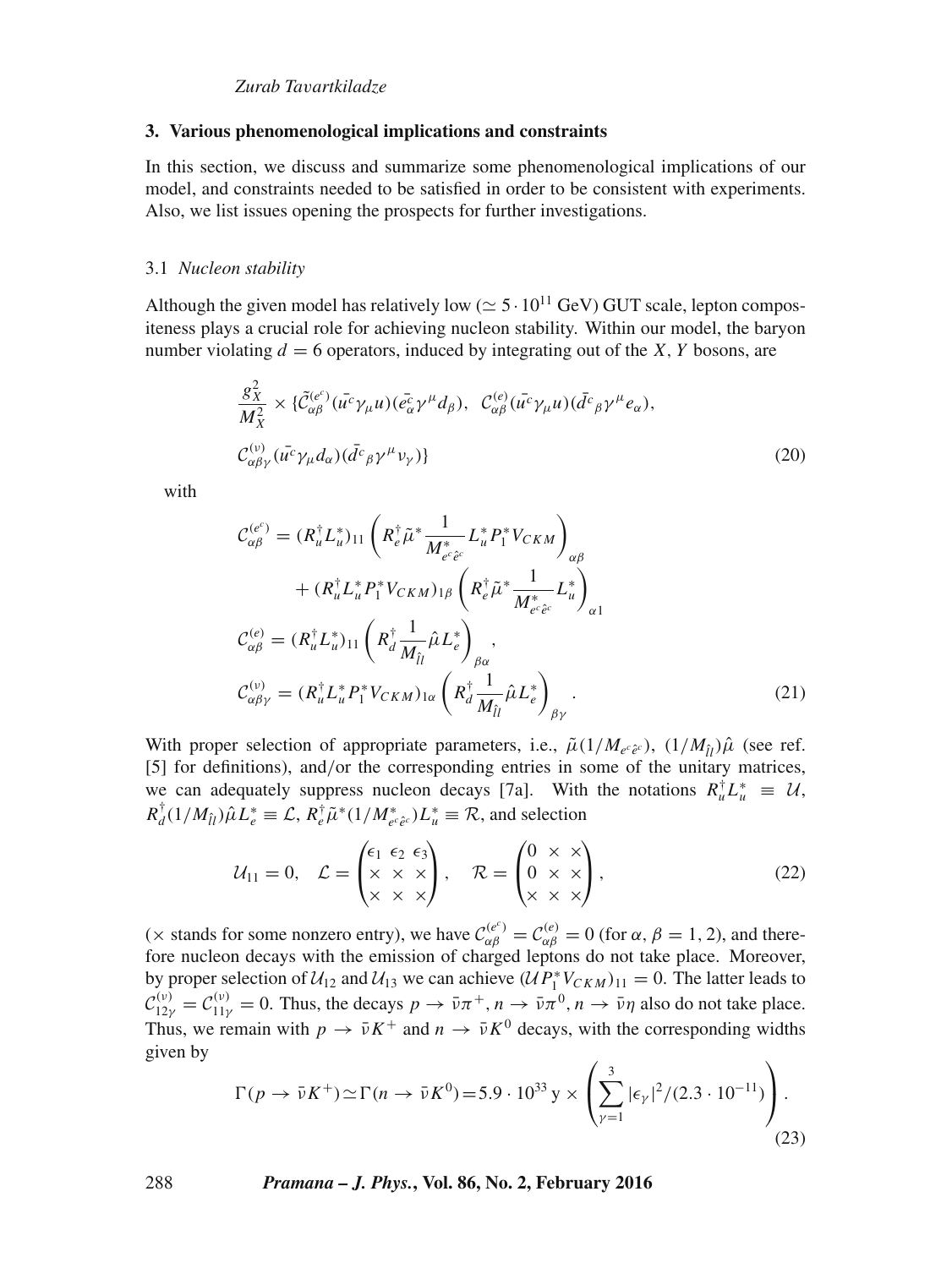## 3. Various phenomenological implications and constraints

In this section, we discuss and summarize some phenomenological implications of our model, and constraints needed to be satisfied in order to be consistent with experiments. Also, we list issues opening the prospects for further investigations.

### 3.1 *Nucleon stability*

Although the given model has relatively low ($\simeq 5\cdot 10^{11}$ GeV) GUT scale, lepton compositeness plays a crucial role for achieving nucleon stability. Within our model, the baryon number violating $d=6$ operators, induced by integrating out of the $X$, $Y$ bosons, are

$$
\frac{g_X^2}{M_X^2}\times\{\tilde{\mathcal{C}}^{(e^c)}_{\alpha\beta}(\bar{u^c}\gamma_\mu u)(\bar{e^c_\alpha}\gamma^\mu d_\beta),\;\; \mathcal{C}^{(e)}_{\alpha\beta}(\bar{u^c}\gamma_\mu u)(\bar{d^c}_\beta\gamma^\mu e_\alpha),
$$

$$
\mathcal{C}^{(\nu)}_{\alpha\beta\gamma}(\bar{u^c}\gamma_\mu d_\alpha)(\bar{d^c}_\beta\gamma^\mu\nu_\gamma)\} \tag{20}
$$

with

$$
\begin{aligned}
\mathcal{C}^{(e^c)}_{\alpha\beta} &= (R_u^\dagger L_u^*)_{11}\left(R_e^\dagger\tilde{\mu}^*\frac{1}{M^*_{e^c\hat{e}^c}}L_u^*P_1^*V_{CKM}\right)_{\alpha\beta}\\
&\quad+(R_u^\dagger L_u^*P_1^*V_{CKM})_{1\beta}\left(R_e^\dagger\tilde{\mu}^*\frac{1}{M^*_{e^c\hat{e}^c}}L_u^*\right)_{\alpha 1}\\
\mathcal{C}^{(e)}_{\alpha\beta} &= (R_u^\dagger L_u^*)_{11}\left(R_d^\dagger\frac{1}{M_{\hat{l}l}}\hat{\mu}L_e^*\right)_{\beta\alpha},\\
\mathcal{C}^{(\nu)}_{\alpha\beta\gamma} &= (R_u^\dagger L_u^*P_1^*V_{CKM})_{1\alpha}\left(R_d^\dagger\frac{1}{M_{\hat{l}l}}\hat{\mu}L_e^*\right)_{\beta\gamma}.
\end{aligned} \tag{21}
$$

With proper selection of appropriate parameters, i.e., $\tilde{\mu}(1/M_{e^c\hat{e}^c})$, $(1/M_{\hat{l}l})\hat{\mu}$ (see ref. [5] for definitions), and/or the corresponding entries in some of the unitary matrices, we can adequately suppress nucleon decays [7a]. With the notations $R_u^\dagger L_u^*\equiv\mathcal{U}$, $R_d^\dagger(1/M_{\hat{l}l})\hat{\mu}L_e^*\equiv\mathcal{L}$, $R_e^\dagger\tilde{\mu}^*(1/M^*_{e^c\hat{e}^c})L_u^*\equiv\mathcal{R}$, and selection

$$
\mathcal{U}_{11}=0,\quad \mathcal{L}=\begin{pmatrix}\epsilon_1 & \epsilon_2 & \epsilon_3\\ \times & \times & \times\\ \times & \times & \times\end{pmatrix},\quad \mathcal{R}=\begin{pmatrix}0 & \times & \times\\ 0 & \times & \times\\ \times & \times & \times\end{pmatrix}, \tag{22}
$$

($\times$ stands for some nonzero entry), we have $\mathcal{C}^{(e^c)}_{\alpha\beta}=\mathcal{C}^{(e)}_{\alpha\beta}=0$ (for $\alpha,\beta=1,2$), and therefore nucleon decays with the emission of charged leptons do not take place. Moreover, by proper selection of $\mathcal{U}_{12}$ and $\mathcal{U}_{13}$ we can achieve $(\mathcal{U}P_1^*V_{CKM})_{11}=0$. The latter leads to $\mathcal{C}^{(\nu)}_{12\gamma}=\mathcal{C}^{(\nu)}_{11\gamma}=0$. Thus, the decays $p\to\bar{\nu}\pi^+$, $n\to\bar{\nu}\pi^0$, $n\to\bar{\nu}\eta$ also do not take place. Thus, we remain with $p\to\bar{\nu}K^+$ and $n\to\bar{\nu}K^0$ decays, with the corresponding widths given by

$$
\Gamma(p\to\bar{\nu}K^+)\simeq\Gamma(n\to\bar{\nu}K^0)=5.9\cdot 10^{33}\,\text{y}\times\left(\sum_{\gamma=1}^{3}|\epsilon_\gamma|^2/(2.3\cdot 10^{-11})\right). \tag{23}
$$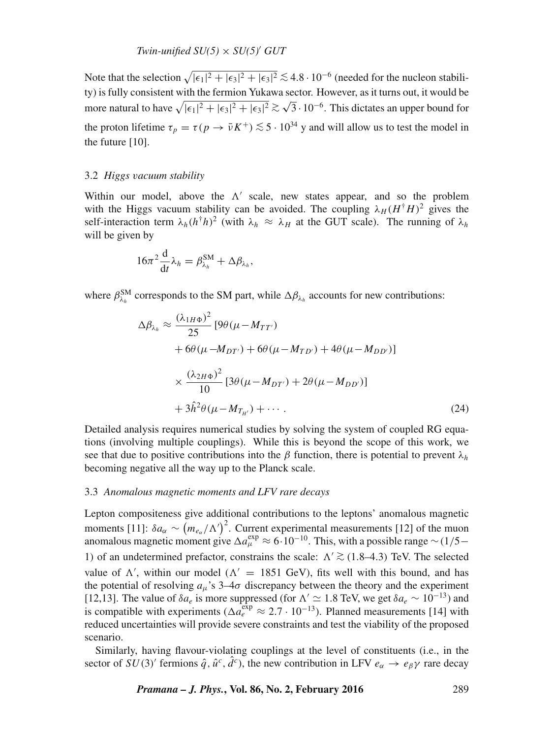Note that the selection $\sqrt{|\epsilon_1|^2+|\epsilon_3|^2+|\epsilon_3|^2} \lesssim 4.8\cdot 10^{-6}$ (needed for the nucleon stability) is fully consistent with the fermion Yukawa sector. However, as it turns out, it would be more natural to have $\sqrt{|\epsilon_1|^2+|\epsilon_3|^2+|\epsilon_3|^2} \gtrsim \sqrt{3}\cdot 10^{-6}$. This dictates an upper bound for the proton lifetime $\tau_p = \tau(p\to \bar{\nu}K^+) \lesssim 5\cdot 10^{34}$ y and will allow us to test the model in the future [10].

### 3.2 *Higgs vacuum stability*

Within our model, above the $\Lambda'$ scale, new states appear, and so the problem with the Higgs vacuum stability can be avoided. The coupling $\lambda_H (H^\dagger H)^2$ gives the self-interaction term $\lambda_h (h^\dagger h)^2$ (with $\lambda_h \approx \lambda_H$ at the GUT scale). The running of $\lambda_h$ will be given by

$$16\pi^2 \frac{\mathrm{d}}{\mathrm{d}t}\lambda_h = \beta^{\mathrm{SM}}_{\lambda_h} + \Delta\beta_{\lambda_h},$$

where $\beta^{\mathrm{SM}}_{\lambda_h}$ corresponds to the SM part, while $\Delta\beta_{\lambda_h}$ accounts for new contributions:

$$\begin{aligned}\Delta\beta_{\lambda_h} \approx \frac{(\lambda_{1H\Phi})^2}{25}\,&[9\theta(\mu - M_{TT'}) \\ &+ 6\theta(\mu - M_{DT'}) + 6\theta(\mu - M_{TD'}) + 4\theta(\mu - M_{DD'})] \\ &\times \frac{(\lambda_{2H\Phi})^2}{10}\,[3\theta(\mu - M_{DT'}) + 2\theta(\mu - M_{DD'})] \\ &+ 3\hat{h}^2\theta(\mu - M_{T_{H'}}) + \cdots .\end{aligned} \tag{24}$$

Detailed analysis requires numerical studies by solving the system of coupled RG equations (involving multiple couplings). While this is beyond the scope of this work, we see that due to positive contributions into the $\beta$ function, there is potential to prevent $\lambda_h$ becoming negative all the way up to the Planck scale.

### 3.3 *Anomalous magnetic moments and LFV rare decays*

Lepton compositeness give additional contributions to the leptons' anomalous magnetic moments [11]: $\delta a_\alpha \sim \left(m_{e_\alpha}/\Lambda'\right)^2$. Current experimental measurements [12] of the muon anomalous magnetic moment give $\Delta a_\mu^{\exp} \approx 6\cdot 10^{-10}$. This, with a possible range $\sim (1/5-1)$ of an undetermined prefactor, constrains the scale: $\Lambda' \gtrsim (1.8\text{–}4.3)$ TeV. The selected value of $\Lambda'$, within our model ($\Lambda' = 1851$ GeV), fits well with this bound, and has the potential of resolving $a_\mu$'s 3–4$\sigma$ discrepancy between the theory and the experiment [12,13]. The value of $\delta a_e$ is more suppressed (for $\Lambda' \simeq 1.8$ TeV, we get $\delta a_e \sim 10^{-13}$) and is compatible with experiments ($\Delta a_e^{\exp} \approx 2.7\cdot 10^{-13}$). Planned measurements [14] with reduced uncertainties will provide severe constraints and test the viability of the proposed scenario.

Similarly, having flavour-violating couplings at the level of constituents (i.e., in the sector of $SU(3)'$ fermions $\hat{q}, \hat{u}^c, \hat{d}^c$), the new contribution in LFV $e_\alpha \to e_\beta \gamma$ rare decay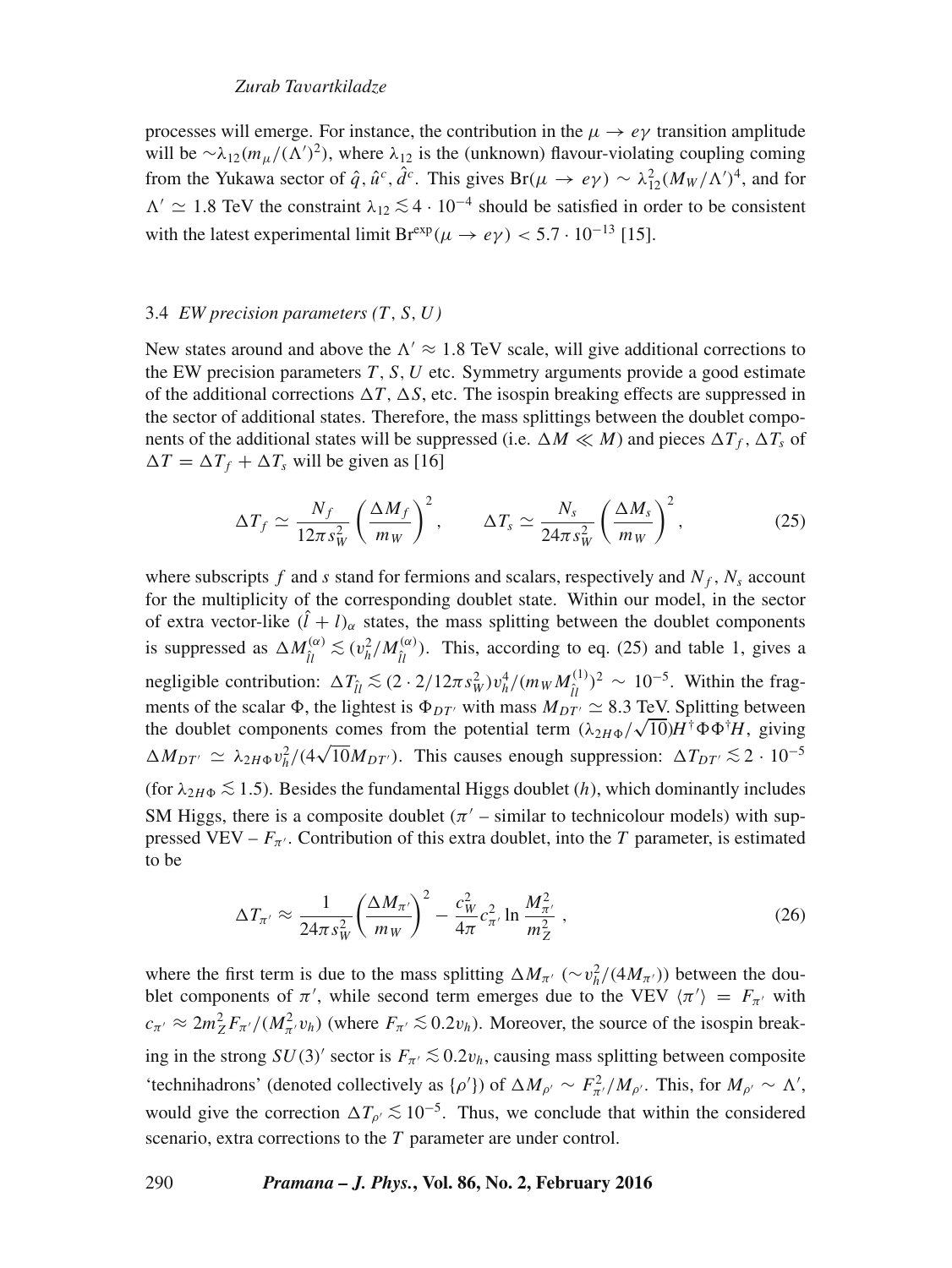processes will emerge. For instance, the contribution in the $\mu \to e\gamma$ transition amplitude will be $\sim\lambda_{12}(m_\mu/(\Lambda')^2)$, where $\lambda_{12}$ is the (unknown) flavour-violating coupling coming from the Yukawa sector of $\hat{q}, \hat{u}^c, \hat{d}^c$. This gives $\mathrm{Br}(\mu \to e\gamma) \sim \lambda_{12}^2(M_W/\Lambda')^4$, and for $\Lambda' \simeq 1.8$ TeV the constraint $\lambda_{12} \lesssim 4 \cdot 10^{-4}$ should be satisfied in order to be consistent with the latest experimental limit $\mathrm{Br}^{\mathrm{exp}}(\mu \to e\gamma) < 5.7 \cdot 10^{-13}$ [15].

### 3.4 *EW precision parameters (T, S, U)*

New states around and above the $\Lambda' \approx 1.8$ TeV scale, will give additional corrections to the EW precision parameters $T, S, U$ etc. Symmetry arguments provide a good estimate of the additional corrections $\Delta T, \Delta S$, etc. The isospin breaking effects are suppressed in the sector of additional states. Therefore, the mass splittings between the doublet components of the additional states will be suppressed (i.e. $\Delta M \ll M$) and pieces $\Delta T_f, \Delta T_s$ of $\Delta T = \Delta T_f + \Delta T_s$ will be given as [16]

$$\Delta T_f \simeq \frac{N_f}{12\pi s_W^2}\left(\frac{\Delta M_f}{m_W}\right)^2, \qquad \Delta T_s \simeq \frac{N_s}{24\pi s_W^2}\left(\frac{\Delta M_s}{m_W}\right)^2, \tag{25}$$

where subscripts $f$ and $s$ stand for fermions and scalars, respectively and $N_f, N_s$ account for the multiplicity of the corresponding doublet state. Within our model, in the sector of extra vector-like $(\hat{l}+l)_\alpha$ states, the mass splitting between the doublet components is suppressed as $\Delta M_{\hat{l}l}^{(\alpha)} \lesssim (v_h^2/M_{\hat{l}l}^{(\alpha)})$. This, according to eq. (25) and table 1, gives a negligible contribution: $\Delta T_{\hat{l}l} \lesssim (2 \cdot 2/12\pi s_W^2)v_h^4/(m_W M_{\hat{l}l}^{(1)})^2 \sim 10^{-5}$. Within the fragments of the scalar $\Phi$, the lightest is $\Phi_{DT'}$ with mass $M_{DT'} \simeq 8.3$ TeV. Splitting between the doublet components comes from the potential term $(\lambda_{2H\Phi}/\sqrt{10})H^\dagger\Phi\Phi^\dagger H$, giving $\Delta M_{DT'} \simeq \lambda_{2H\Phi}v_h^2/(4\sqrt{10}M_{DT'})$. This causes enough suppression: $\Delta T_{DT'} \lesssim 2 \cdot 10^{-5}$ (for $\lambda_{2H\Phi} \lesssim 1.5$). Besides the fundamental Higgs doublet ($h$), which dominantly includes SM Higgs, there is a composite doublet ($\pi'$ – similar to technicolour models) with suppressed VEV – $F_{\pi'}$. Contribution of this extra doublet, into the $T$ parameter, is estimated to be

$$\Delta T_{\pi'} \approx \frac{1}{24\pi s_W^2}\left(\frac{\Delta M_{\pi'}}{m_W}\right)^2 - \frac{c_W^2}{4\pi}c_{\pi'}^2 \ln\frac{M_{\pi'}^2}{m_Z^2}\,, \tag{26}$$

where the first term is due to the mass splitting $\Delta M_{\pi'}$ $(\sim v_h^2/(4M_{\pi'}))$ between the doublet components of $\pi'$, while second term emerges due to the VEV $\langle\pi'\rangle = F_{\pi'}$ with $c_{\pi'} \approx 2m_Z^2F_{\pi'}/(M_{\pi'}^2v_h)$ (where $F_{\pi'} \lesssim 0.2v_h$). Moreover, the source of the isospin breaking in the strong $SU(3)'$ sector is $F_{\pi'} \lesssim 0.2v_h$, causing mass splitting between composite 'technihadrons' (denoted collectively as $\{\rho'\}$) of $\Delta M_{\rho'} \sim F_{\pi'}^2/M_{\rho'}$. This, for $M_{\rho'} \sim \Lambda'$, would give the correction $\Delta T_{\rho'} \lesssim 10^{-5}$. Thus, we conclude that within the considered scenario, extra corrections to the $T$ parameter are under control.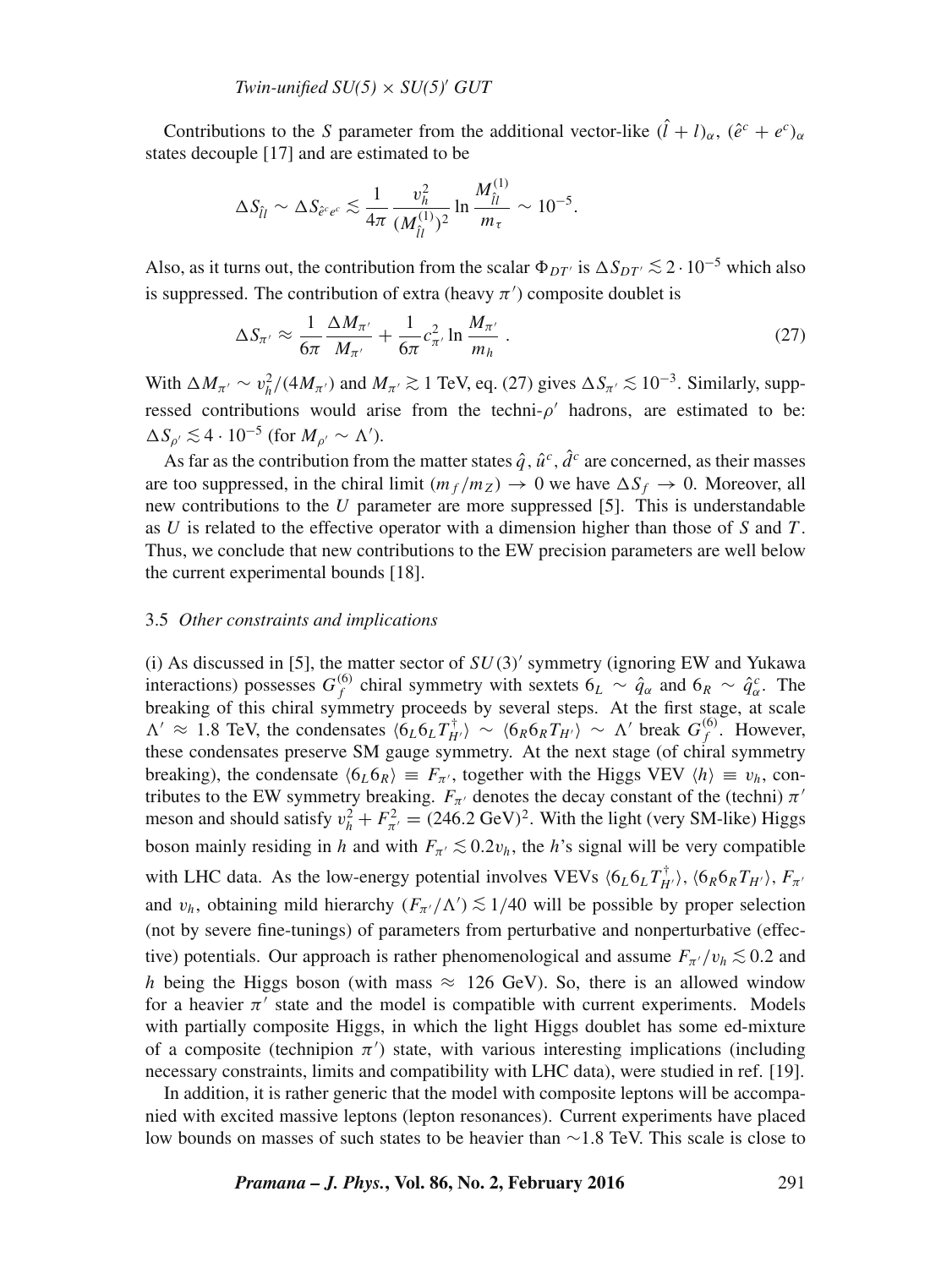Contributions to the $S$ parameter from the additional vector-like $(\hat{l}+l)_\alpha$, $(\hat{e}^c+e^c)_\alpha$ states decouple [17] and are estimated to be

$$\Delta S_{\hat{l}l} \sim \Delta S_{\hat{e}^c e^c} \lesssim \frac{1}{4\pi}\frac{v_h^2}{(M_{\hat{l}l}^{(1)})^2}\ln\frac{M_{\hat{l}l}^{(1)}}{m_\tau} \sim 10^{-5}.$$

Also, as it turns out, the contribution from the scalar $\Phi_{DT'}$ is $\Delta S_{DT'} \lesssim 2\cdot 10^{-5}$ which also is suppressed. The contribution of extra (heavy $\pi'$) composite doublet is

$$\Delta S_{\pi'} \approx \frac{1}{6\pi}\frac{\Delta M_{\pi'}}{M_{\pi'}} + \frac{1}{6\pi}c_{\pi'}^2 \ln\frac{M_{\pi'}}{m_h}\ . \tag{27}$$

With $\Delta M_{\pi'} \sim v_h^2/(4M_{\pi'})$ and $M_{\pi'} \gtrsim 1$ TeV, eq. (27) gives $\Delta S_{\pi'} \lesssim 10^{-3}$. Similarly, suppressed contributions would arise from the techni-$\rho'$ hadrons, are estimated to be: $\Delta S_{\rho'} \lesssim 4\cdot 10^{-5}$ (for $M_{\rho'} \sim \Lambda'$).

As far as the contribution from the matter states $\hat{q}, \hat{u}^c, \hat{d}^c$ are concerned, as their masses are too suppressed, in the chiral limit $(m_f/m_Z) \to 0$ we have $\Delta S_f \to 0$. Moreover, all new contributions to the $U$ parameter are more suppressed [5]. This is understandable as $U$ is related to the effective operator with a dimension higher than those of $S$ and $T$. Thus, we conclude that new contributions to the EW precision parameters are well below the current experimental bounds [18].

### 3.5 *Other constraints and implications*

(i) As discussed in [5], the matter sector of $SU(3)'$ symmetry (ignoring EW and Yukawa interactions) possesses $G_f^{(6)}$ chiral symmetry with sextets $6_L \sim \hat{q}_\alpha$ and $6_R \sim \hat{q}^c_\alpha$. The breaking of this chiral symmetry proceeds by several steps. At the first stage, at scale $\Lambda' \approx 1.8$ TeV, the condensates $\langle 6_L 6_L T_{H'}^\dagger\rangle \sim \langle 6_R 6_R T_{H'}\rangle \sim \Lambda'$ break $G_f^{(6)}$. However, these condensates preserve SM gauge symmetry. At the next stage (of chiral symmetry breaking), the condensate $\langle 6_L 6_R\rangle \equiv F_{\pi'}$, together with the Higgs VEV $\langle h\rangle \equiv v_h$, contributes to the EW symmetry breaking. $F_{\pi'}$ denotes the decay constant of the (techni) $\pi'$ meson and should satisfy $v_h^2 + F_{\pi'}^2 = (246.2\ \text{GeV})^2$. With the light (very SM-like) Higgs boson mainly residing in $h$ and with $F_{\pi'} \lesssim 0.2 v_h$, the $h$'s signal will be very compatible with LHC data. As the low-energy potential involves VEVs $\langle 6_L 6_L T_{H'}^\dagger\rangle$, $\langle 6_R 6_R T_{H'}\rangle$, $F_{\pi'}$ and $v_h$, obtaining mild hierarchy $(F_{\pi'}/\Lambda') \lesssim 1/40$ will be possible by proper selection (not by severe fine-tunings) of parameters from perturbative and nonperturbative (effective) potentials. Our approach is rather phenomenological and assume $F_{\pi'}/v_h \lesssim 0.2$ and $h$ being the Higgs boson (with mass $\approx$ 126 GeV). So, there is an allowed window for a heavier $\pi'$ state and the model is compatible with current experiments. Models with partially composite Higgs, in which the light Higgs doublet has some ed-mixture of a composite (technipion $\pi'$) state, with various interesting implications (including necessary constraints, limits and compatibility with LHC data), were studied in ref. [19].

In addition, it is rather generic that the model with composite leptons will be accompanied with excited massive leptons (lepton resonances). Current experiments have placed low bounds on masses of such states to be heavier than ~1.8 TeV. This scale is close to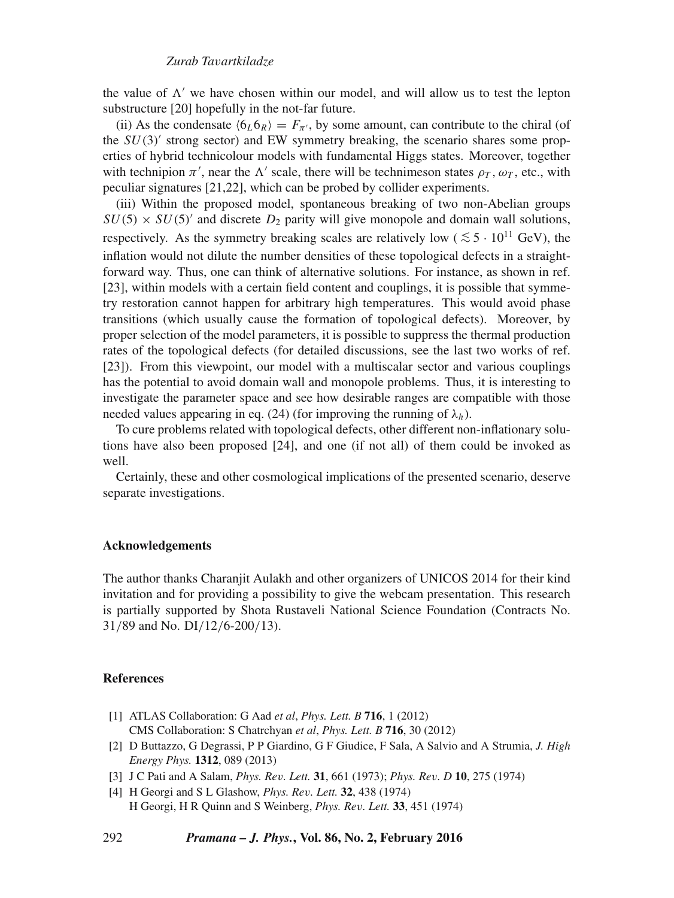the value of $\Lambda'$ we have chosen within our model, and will allow us to test the lepton substructure [20] hopefully in the not-far future.

(ii) As the condensate $\langle 6_L 6_R \rangle = F_{\pi'}$, by some amount, can contribute to the chiral (of the $SU(3)'$ strong sector) and EW symmetry breaking, the scenario shares some properties of hybrid technicolour models with fundamental Higgs states. Moreover, together with technipion $\pi'$, near the $\Lambda'$ scale, there will be technimeson states $\rho_T$, $\omega_T$, etc., with peculiar signatures [21,22], which can be probed by collider experiments.

(iii) Within the proposed model, spontaneous breaking of two non-Abelian groups $SU(5) \times SU(5)'$ and discrete $D_2$ parity will give monopole and domain wall solutions, respectively. As the symmetry breaking scales are relatively low ($\lesssim 5 \cdot 10^{11}$ GeV), the inflation would not dilute the number densities of these topological defects in a straightforward way. Thus, one can think of alternative solutions. For instance, as shown in ref. [23], within models with a certain field content and couplings, it is possible that symmetry restoration cannot happen for arbitrary high temperatures. This would avoid phase transitions (which usually cause the formation of topological defects). Moreover, by proper selection of the model parameters, it is possible to suppress the thermal production rates of the topological defects (for detailed discussions, see the last two works of ref. [23]). From this viewpoint, our model with a multiscalar sector and various couplings has the potential to avoid domain wall and monopole problems. Thus, it is interesting to investigate the parameter space and see how desirable ranges are compatible with those needed values appearing in eq. (24) (for improving the running of $\lambda_h$).

To cure problems related with topological defects, other different non-inflationary solutions have also been proposed [24], and one (if not all) of them could be invoked as well.

Certainly, these and other cosmological implications of the presented scenario, deserve separate investigations.

## Acknowledgements

The author thanks Charanjit Aulakh and other organizers of UNICOS 2014 for their kind invitation and for providing a possibility to give the webcam presentation. This research is partially supported by Shota Rustaveli National Science Foundation (Contracts No. 31/89 and No. DI/12/6-200/13).

## References

[1] ATLAS Collaboration: G Aad *et al*, *Phys. Lett. B* **716**, 1 (2012)
CMS Collaboration: S Chatrchyan *et al*, *Phys. Lett. B* **716**, 30 (2012)

[2] D Buttazzo, G Degrassi, P P Giardino, G F Giudice, F Sala, A Salvio and A Strumia, *J. High Energy Phys.* **1312**, 089 (2013)

[3] J C Pati and A Salam, *Phys. Rev. Lett.* **31**, 661 (1973); *Phys. Rev. D* **10**, 275 (1974)

[4] H Georgi and S L Glashow, *Phys. Rev. Lett.* **32**, 438 (1974)
H Georgi, H R Quinn and S Weinberg, *Phys. Rev. Lett.* **33**, 451 (1974)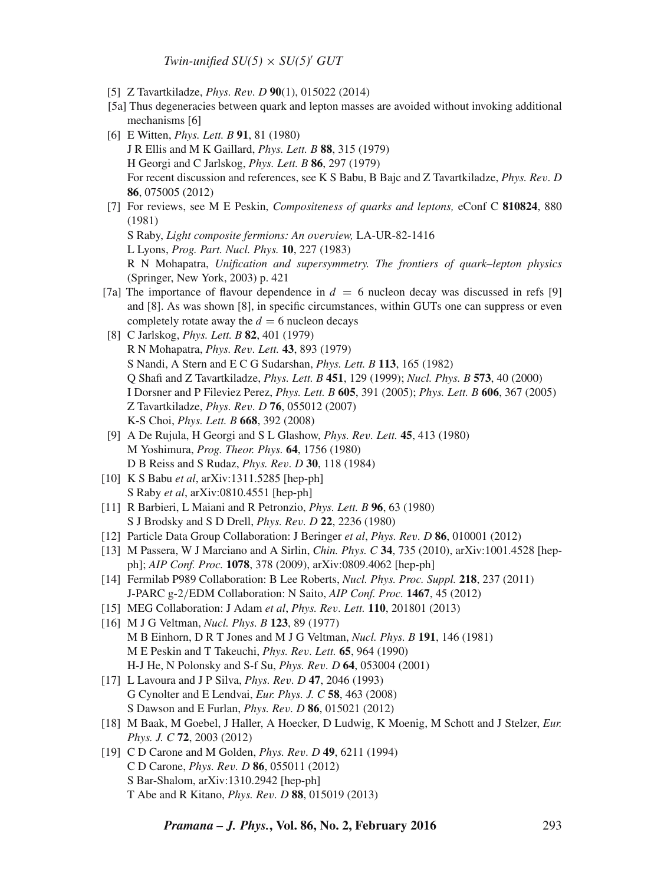[5] Z Tavartkiladze, *Phys. Rev. D* **90**(1), 015022 (2014)

[5a] Thus degeneracies between quark and lepton masses are avoided without invoking additional mechanisms [6]

[6] E Witten, *Phys. Lett. B* **91**, 81 (1980)
J R Ellis and M K Gaillard, *Phys. Lett. B* **88**, 315 (1979)
H Georgi and C Jarlskog, *Phys. Lett. B* **86**, 297 (1979)
For recent discussion and references, see K S Babu, B Bajc and Z Tavartkiladze, *Phys. Rev. D* **86**, 075005 (2012)

[7] For reviews, see M E Peskin, *Compositeness of quarks and leptons,* eConf C **810824**, 880 (1981)
S Raby, *Light composite fermions: An overview,* LA-UR-82-1416
L Lyons, *Prog. Part. Nucl. Phys.* **10**, 227 (1983)
R N Mohapatra, *Unification and supersymmetry. The frontiers of quark–lepton physics* (Springer, New York, 2003) p. 421

[7a] The importance of flavour dependence in $d = 6$ nucleon decay was discussed in refs [9] and [8]. As was shown [8], in specific circumstances, within GUTs one can suppress or even completely rotate away the $d = 6$ nucleon decays

[8] C Jarlskog, *Phys. Lett. B* **82**, 401 (1979)
R N Mohapatra, *Phys. Rev. Lett.* **43**, 893 (1979)
S Nandi, A Stern and E C G Sudarshan, *Phys. Lett. B* **113**, 165 (1982)
Q Shafi and Z Tavartkiladze, *Phys. Lett. B* **451**, 129 (1999); *Nucl. Phys. B* **573**, 40 (2000)
I Dorsner and P Fileviez Perez, *Phys. Lett. B* **605**, 391 (2005); *Phys. Lett. B* **606**, 367 (2005)
Z Tavartkiladze, *Phys. Rev. D* **76**, 055012 (2007)
K-S Choi, *Phys. Lett. B* **668**, 392 (2008)

[9] A De Rujula, H Georgi and S L Glashow, *Phys. Rev. Lett.* **45**, 413 (1980)
M Yoshimura, *Prog. Theor. Phys.* **64**, 1756 (1980)
D B Reiss and S Rudaz, *Phys. Rev. D* **30**, 118 (1984)

[10] K S Babu *et al*, arXiv:1311.5285 [hep-ph]
S Raby *et al*, arXiv:0810.4551 [hep-ph]

[11] R Barbieri, L Maiani and R Petronzio, *Phys. Lett. B* **96**, 63 (1980)
S J Brodsky and S D Drell, *Phys. Rev. D* **22**, 2236 (1980)

[12] Particle Data Group Collaboration: J Beringer *et al*, *Phys. Rev. D* **86**, 010001 (2012)

[13] M Passera, W J Marciano and A Sirlin, *Chin. Phys. C* **34**, 735 (2010), arXiv:1001.4528 [hep-ph]; *AIP Conf. Proc.* **1078**, 378 (2009), arXiv:0809.4062 [hep-ph]

[14] Fermilab P989 Collaboration: B Lee Roberts, *Nucl. Phys. Proc. Suppl.* **218**, 237 (2011)
J-PARC g-2/EDM Collaboration: N Saito, *AIP Conf. Proc.* **1467**, 45 (2012)

[15] MEG Collaboration: J Adam *et al*, *Phys. Rev. Lett.* **110**, 201801 (2013)

[16] M J G Veltman, *Nucl. Phys. B* **123**, 89 (1977)
M B Einhorn, D R T Jones and M J G Veltman, *Nucl. Phys. B* **191**, 146 (1981)
M E Peskin and T Takeuchi, *Phys. Rev. Lett.* **65**, 964 (1990)
H-J He, N Polonsky and S-f Su, *Phys. Rev. D* **64**, 053004 (2001)

[17] L Lavoura and J P Silva, *Phys. Rev. D* **47**, 2046 (1993)
G Cynolter and E Lendvai, *Eur. Phys. J. C* **58**, 463 (2008)
S Dawson and E Furlan, *Phys. Rev. D* **86**, 015021 (2012)

[18] M Baak, M Goebel, J Haller, A Hoecker, D Ludwig, K Moenig, M Schott and J Stelzer, *Eur. Phys. J. C* **72**, 2003 (2012)

[19] C D Carone and M Golden, *Phys. Rev. D* **49**, 6211 (1994)
C D Carone, *Phys. Rev. D* **86**, 055011 (2012)
S Bar-Shalom, arXiv:1310.2942 [hep-ph]
T Abe and R Kitano, *Phys. Rev. D* **88**, 015019 (2013)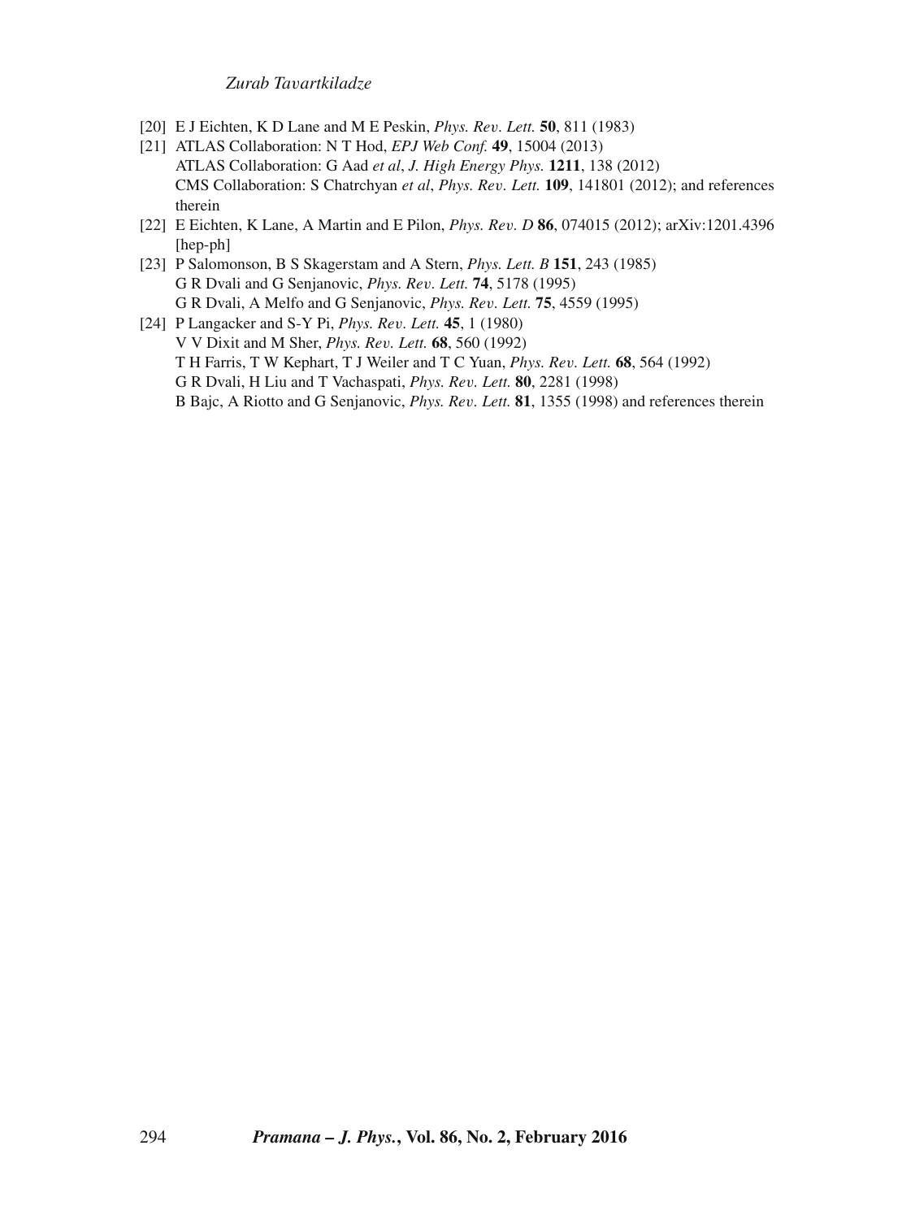[20] E J Eichten, K D Lane and M E Peskin, *Phys. Rev. Lett.* **50**, 811 (1983)

[21] ATLAS Collaboration: N T Hod, *EPJ Web Conf.* **49**, 15004 (2013)
ATLAS Collaboration: G Aad *et al*, *J. High Energy Phys.* **1211**, 138 (2012)
CMS Collaboration: S Chatrchyan *et al*, *Phys. Rev. Lett.* **109**, 141801 (2012); and references therein

[22] E Eichten, K Lane, A Martin and E Pilon, *Phys. Rev. D* **86**, 074015 (2012); arXiv:1201.4396 [hep-ph]

[23] P Salomonson, B S Skagerstam and A Stern, *Phys. Lett. B* **151**, 243 (1985)
G R Dvali and G Senjanovic, *Phys. Rev. Lett.* **74**, 5178 (1995)
G R Dvali, A Melfo and G Senjanovic, *Phys. Rev. Lett.* **75**, 4559 (1995)

[24] P Langacker and S-Y Pi, *Phys. Rev. Lett.* **45**, 1 (1980)
V V Dixit and M Sher, *Phys. Rev. Lett.* **68**, 560 (1992)
T H Farris, T W Kephart, T J Weiler and T C Yuan, *Phys. Rev. Lett.* **68**, 564 (1992)
G R Dvali, H Liu and T Vachaspati, *Phys. Rev. Lett.* **80**, 2281 (1998)
B Bajc, A Riotto and G Senjanovic, *Phys. Rev. Lett.* **81**, 1355 (1998) and references therein